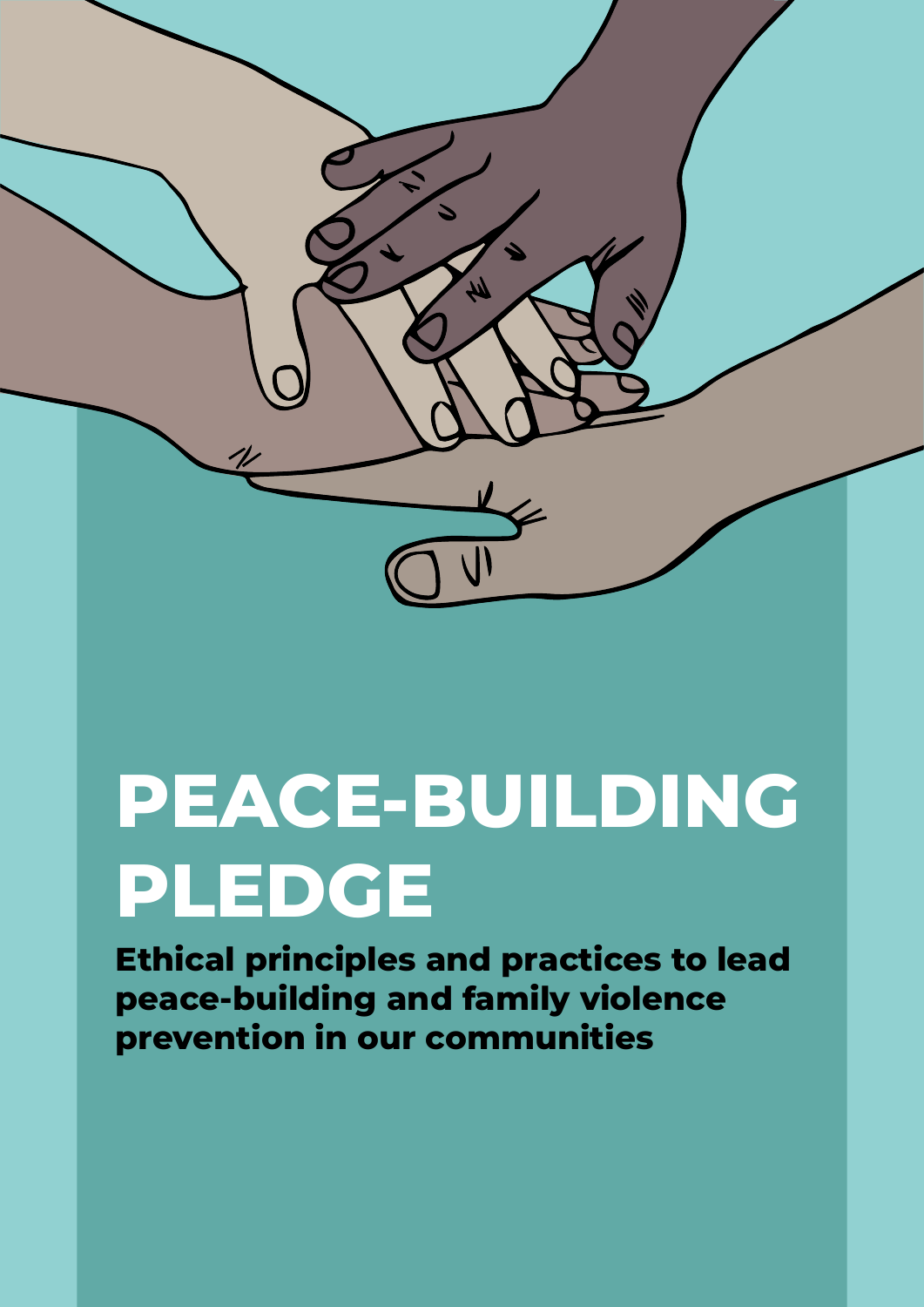# PEACE-BUILDING PLEDGE

**Ethical principles and practices to lead peace-building and family violence prevention in our communities**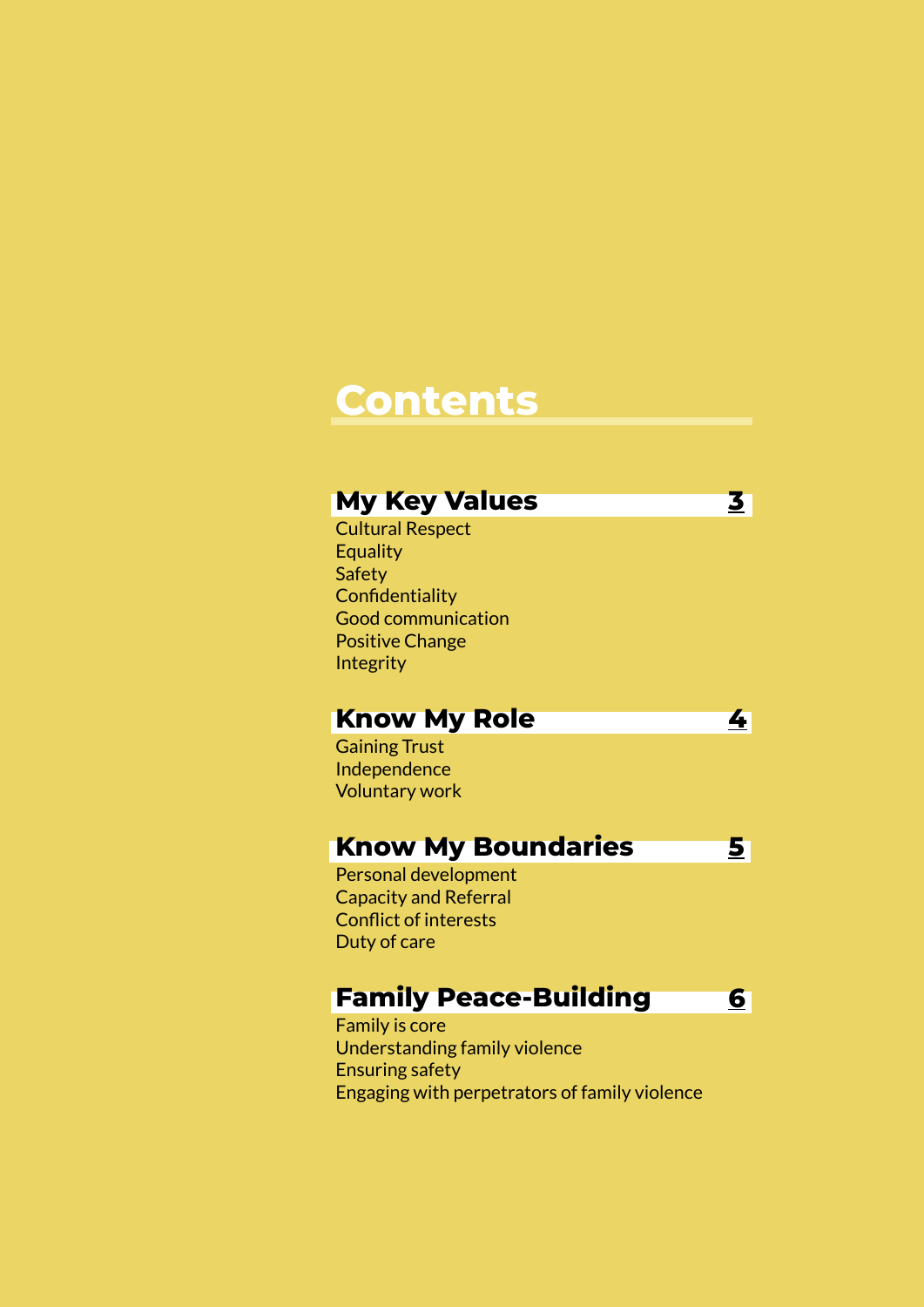# Contents

## My Key Values 3

Cultural Respect
Equality
Safety
Confidentiality
Good communication
Positive Change
Integrity

## Know My Role 4

Gaining Trust
Independence
Voluntary work

## Know My Boundaries 5

Personal development
Capacity and Referral
Conflict of interests
Duty of care

## Family Peace-Building 6

Family is core
Understanding family violence
Ensuring safety
Engaging with perpetrators of family violence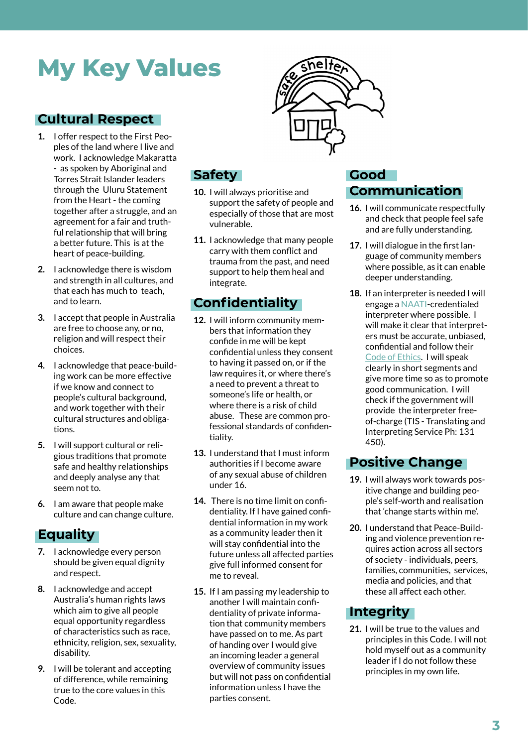# My Key Values

## Cultural Respect

1. I offer respect to the First Peoples of the land where I live and work. I acknowledge Makaratta - as spoken by Aboriginal and Torres Strait Islander leaders through the Uluru Statement from the Heart - the coming together after a struggle, and an agreement for a fair and truthful relationship that will bring a better future. This is at the heart of peace-building.
2. I acknowledge there is wisdom and strength in all cultures, and that each has much to teach, and to learn.
3. I accept that people in Australia are free to choose any, or no, religion and will respect their choices.
4. I acknowledge that peace-building work can be more effective if we know and connect to people's cultural background, and work together with their cultural structures and obligations.
5. I will support cultural or religious traditions that promote safe and healthy relationships and deeply analyse any that seem not to.
6. I am aware that people make culture and can change culture.

## Equality

7. I acknowledge every person should be given equal dignity and respect.
8. I acknowledge and accept Australia's human rights laws which aim to give all people equal opportunity regardless of characteristics such as race, ethnicity, religion, sex, sexuality, disability.
9. I will be tolerant and accepting of difference, while remaining true to the core values in this Code.

## Safety

10. I will always prioritise and support the safety of people and especially of those that are most vulnerable.
11. I acknowledge that many people carry with them conflict and trauma from the past, and need support to help them heal and integrate.

## Confidentiality

12. I will inform community members that information they confide in me will be kept confidential unless they consent to having it passed on, or if the law requires it, or where there's a need to prevent a threat to someone's life or health, or where there is a risk of child abuse. These are common professional standards of confidentiality.
13. I understand that I must inform authorities if I become aware of any sexual abuse of children under 16.
14. There is no time limit on confidentiality. If I have gained confidential information in my work as a community leader then it will stay confidential into the future unless all affected parties give full informed consent for me to reveal.
15. If I am passing my leadership to another I will maintain confidentiality of private information that community members have passed on to me. As part of handing over I would give an incoming leader a general overview of community issues but will not pass on confidential information unless I have the parties consent.

## Good Communication

16. I will communicate respectfully and check that people feel safe and are fully understanding.
17. I will dialogue in the first language of community members where possible, as it can enable deeper understanding.
18. If an interpreter is needed I will engage a NAATI-credentialed interpreter where possible. I will make it clear that interpreters must be accurate, unbiased, confidential and follow their Code of Ethics. I will speak clearly in short segments and give more time so as to promote good communication. I will check if the government will provide the interpreter free-of-charge (TIS - Translating and Interpreting Service Ph: 131 450).

## Positive Change

19. I will always work towards positive change and building people's self-worth and realisation that 'change starts within me'.
20. I understand that Peace-Building and violence prevention requires action across all sectors of society - individuals, peers, families, communities, services, media and policies, and that these all affect each other.

## Integrity

21. I will be true to the values and principles in this Code. I will not hold myself out as a community leader if I do not follow these principles in my own life.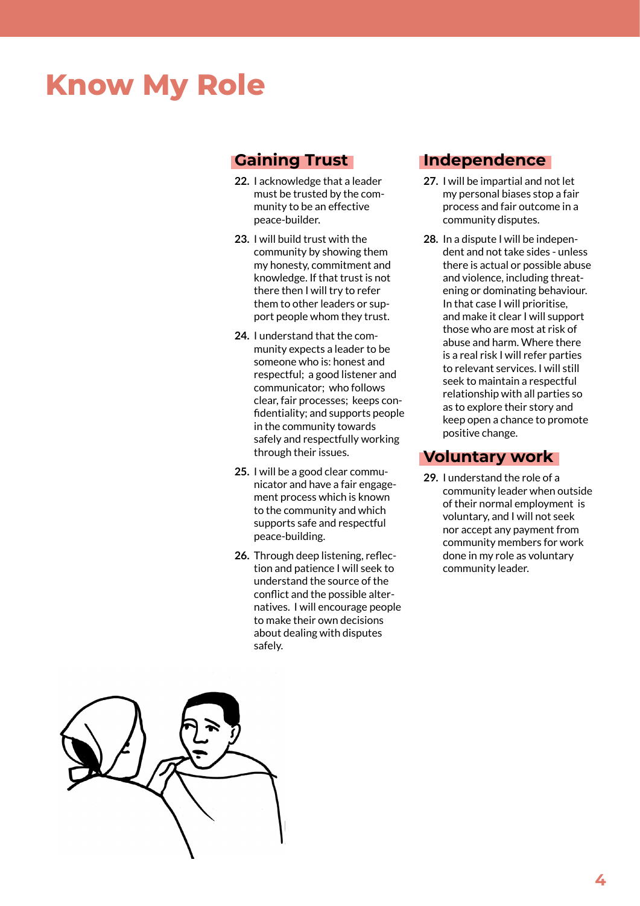# Know My Role

## Gaining Trust

22. I acknowledge that a leader must be trusted by the community to be an effective peace-builder.

23. I will build trust with the community by showing them my honesty, commitment and knowledge. If that trust is not there then I will try to refer them to other leaders or support people whom they trust.

24. I understand that the community expects a leader to be someone who is: honest and respectful; a good listener and communicator; who follows clear, fair processes; keeps confidentiality; and supports people in the community towards safely and respectfully working through their issues.

25. I will be a good clear communicator and have a fair engagement process which is known to the community and which supports safe and respectful peace-building.

26. Through deep listening, reflection and patience I will seek to understand the source of the conflict and the possible alternatives. I will encourage people to make their own decisions about dealing with disputes safely.

## Independence

27. I will be impartial and not let my personal biases stop a fair process and fair outcome in a community disputes.

28. In a dispute I will be independent and not take sides - unless there is actual or possible abuse and violence, including threatening or dominating behaviour. In that case I will prioritise, and make it clear I will support those who are most at risk of abuse and harm. Where there is a real risk I will refer parties to relevant services. I will still seek to maintain a respectful relationship with all parties so as to explore their story and keep open a chance to promote positive change.

## Voluntary work

29. I understand the role of a community leader when outside of their normal employment is voluntary, and I will not seek nor accept any payment from community members for work done in my role as voluntary community leader.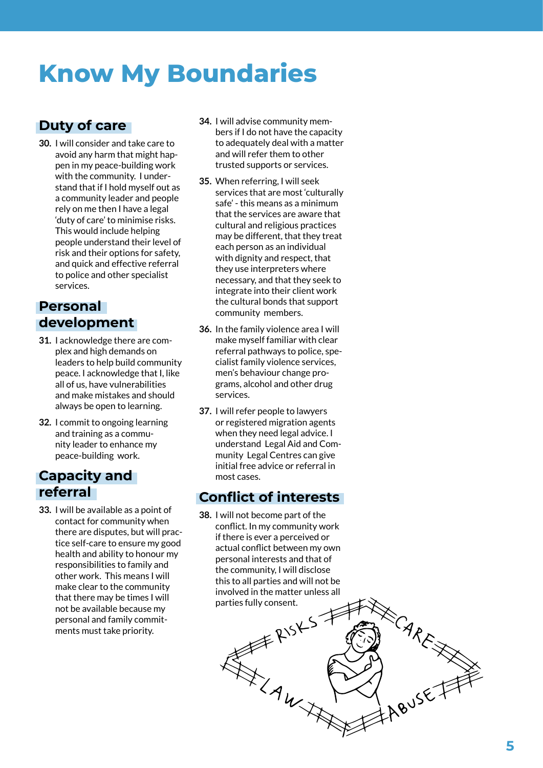# Know My Boundaries

## Duty of care

**30.** I will consider and take care to avoid any harm that might happen in my peace-building work with the community. I understand that if I hold myself out as a community leader and people rely on me then I have a legal 'duty of care' to minimise risks. This would include helping people understand their level of risk and their options for safety, and quick and effective referral to police and other specialist services.

## Personal development

**31.** I acknowledge there are complex and high demands on leaders to help build community peace. I acknowledge that I, like all of us, have vulnerabilities and make mistakes and should always be open to learning.

**32.** I commit to ongoing learning and training as a community leader to enhance my peace-building work.

## Capacity and referral

**33.** I will be available as a point of contact for community when there are disputes, but will practice self-care to ensure my good health and ability to honour my responsibilities to family and other work. This means I will make clear to the community that there may be times I will not be available because my personal and family commitments must take priority.

**34.** I will advise community members if I do not have the capacity to adequately deal with a matter and will refer them to other trusted supports or services.

**35.** When referring, I will seek services that are most 'culturally safe' - this means as a minimum that the services are aware that cultural and religious practices may be different, that they treat each person as an individual with dignity and respect, that they use interpreters where necessary, and that they seek to integrate into their client work the cultural bonds that support community members.

**36.** In the family violence area I will make myself familiar with clear referral pathways to police, specialist family violence services, men's behaviour change programs, alcohol and other drug services.

**37.** I will refer people to lawyers or registered migration agents when they need legal advice. I understand Legal Aid and Community Legal Centres can give initial free advice or referral in most cases.

## Conflict of interests

**38.** I will not become part of the conflict. In my community work if there is ever a perceived or actual conflict between my own personal interests and that of the community, I will disclose this to all parties and will not be involved in the matter unless all parties fully consent.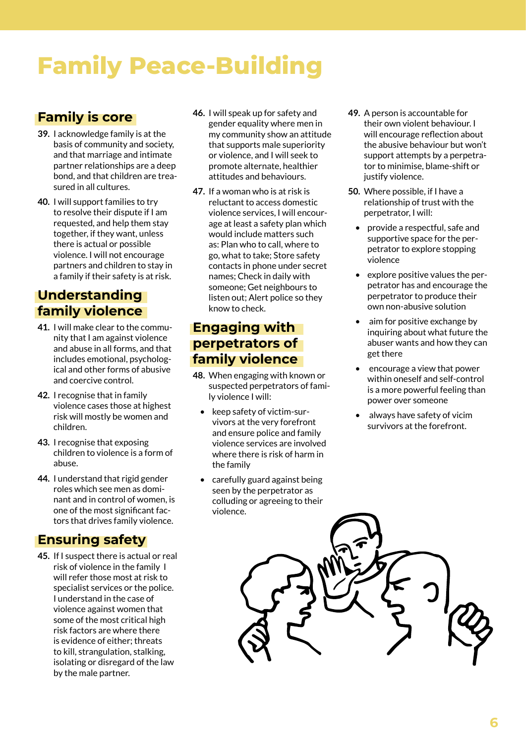# Family Peace-Building

## Family is core

**39.** I acknowledge family is at the basis of community and society, and that marriage and intimate partner relationships are a deep bond, and that children are treasured in all cultures.

**40.** I will support families to try to resolve their dispute if I am requested, and help them stay together, if they want, unless there is actual or possible violence. I will not encourage partners and children to stay in a family if their safety is at risk.

## Understanding family violence

**41.** I will make clear to the community that I am against violence and abuse in all forms, and that includes emotional, psychological and other forms of abusive and coercive control.

**42.** I recognise that in family violence cases those at highest risk will mostly be women and children.

**43.** I recognise that exposing children to violence is a form of abuse.

**44.** I understand that rigid gender roles which see men as dominant and in control of women, is one of the most significant factors that drives family violence.

## Ensuring safety

**45.** If I suspect there is actual or real risk of violence in the family I will refer those most at risk to specialist services or the police. I understand in the case of violence against women that some of the most critical high risk factors are where there is evidence of either; threats to kill, strangulation, stalking, isolating or disregard of the law by the male partner.

**46.** I will speak up for safety and gender equality where men in my community show an attitude that supports male superiority or violence, and I will seek to promote alternate, healthier attitudes and behaviours.

**47.** If a woman who is at risk is reluctant to access domestic violence services, I will encourage at least a safety plan which would include matters such as: Plan who to call, where to go, what to take; Store safety contacts in phone under secret names; Check in daily with someone; Get neighbours to listen out; Alert police so they know to check.

## Engaging with perpetrators of family violence

**48.** When engaging with known or suspected perpetrators of family violence I will:

- keep safety of victim-survivors at the very forefront and ensure police and family violence services are involved where there is risk of harm in the family
- carefully guard against being seen by the perpetrator as colluding or agreeing to their violence.

**49.** A person is accountable for their own violent behaviour. I will encourage reflection about the abusive behaviour but won't support attempts by a perpetrator to minimise, blame-shift or justify violence.

**50.** Where possible, if I have a relationship of trust with the perpetrator, I will:

- provide a respectful, safe and supportive space for the perpetrator to explore stopping violence
- explore positive values the perpetrator has and encourage the perpetrator to produce their own non-abusive solution
- aim for positive exchange by inquiring about what future the abuser wants and how they can get there
- encourage a view that power within oneself and self-control is a more powerful feeling than power over someone
- always have safety of vicim survivors at the forefront.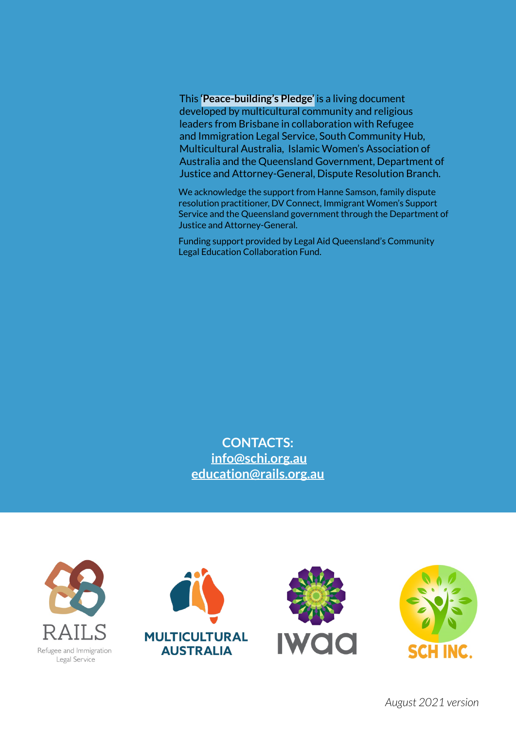This **'Peace-building's Pledge'** is a living document developed by multicultural community and religious leaders from Brisbane in collaboration with Refugee and Immigration Legal Service, South Community Hub, Multicultural Australia, Islamic Women's Association of Australia and the Queensland Government, Department of Justice and Attorney-General, Dispute Resolution Branch.

We acknowledge the support from Hanne Samson, family dispute resolution practitioner, DV Connect, Immigrant Women's Support Service and the Queensland government through the Department of Justice and Attorney-General.

Funding support provided by Legal Aid Queensland's Community Legal Education Collaboration Fund.

**CONTACTS:**
**info@schi.org.au**
**education@rails.org.au**

RAILS
Refugee and Immigration Legal Service

MULTICULTURAL AUSTRALIA

iwaa

SCH INC.

*August 2021 version*